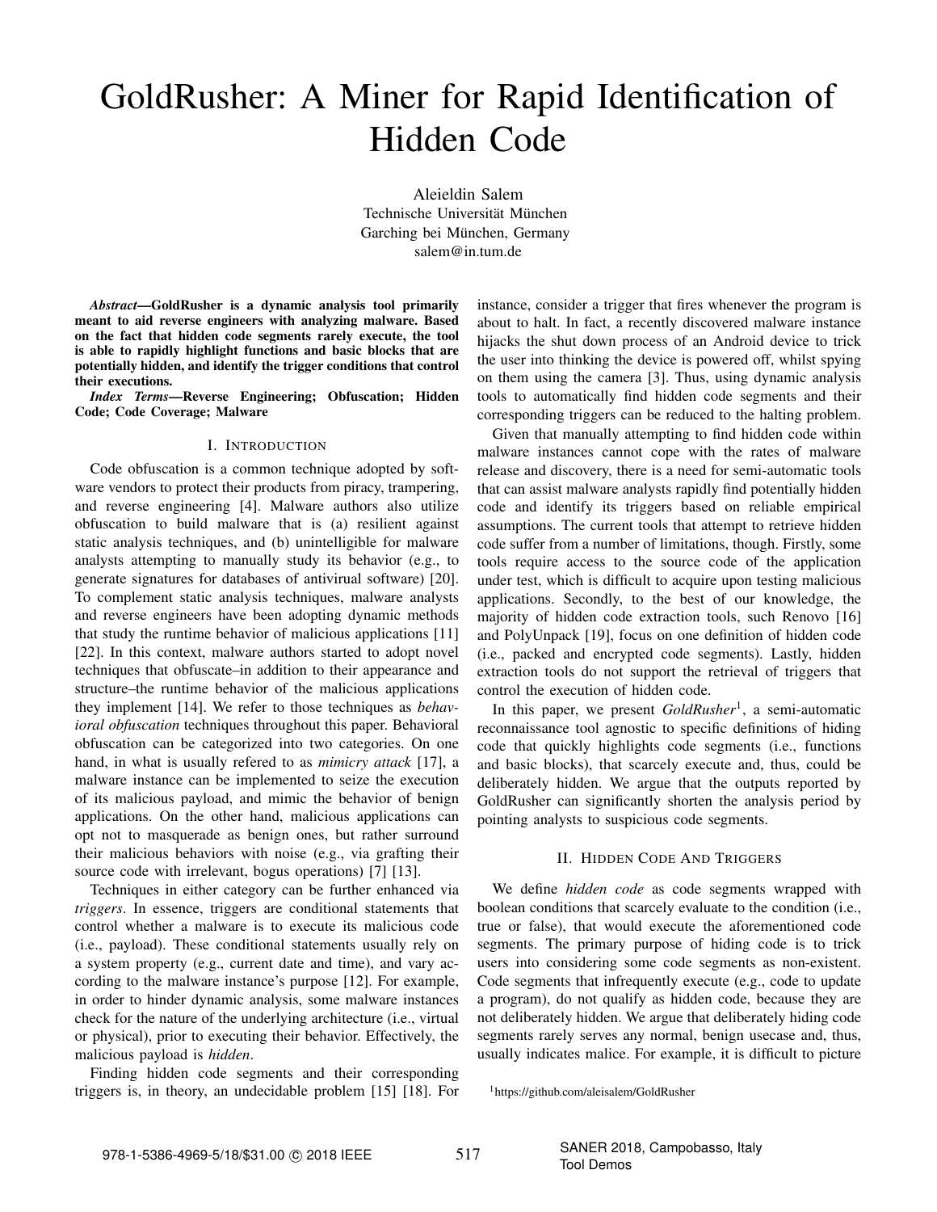# GoldRusher: A Miner for Rapid Identification of Hidden Code

Aleieldin Salem
Technische Universität München
Garching bei München, Germany
salem@in.tum.de

***Abstract*—GoldRusher is a dynamic analysis tool primarily meant to aid reverse engineers with analyzing malware. Based on the fact that hidden code segments rarely execute, the tool is able to rapidly highlight functions and basic blocks that are potentially hidden, and identify the trigger conditions that control their executions.**

***Index Terms*—Reverse Engineering; Obfuscation; Hidden Code; Code Coverage; Malware**

## I. Introduction

Code obfuscation is a common technique adopted by software vendors to protect their products from piracy, trampering, and reverse engineering [4]. Malware authors also utilize obfuscation to build malware that is (a) resilient against static analysis techniques, and (b) unintelligible for malware analysts attempting to manually study its behavior (e.g., to generate signatures for databases of antiviral software) [20]. To complement static analysis techniques, malware analysts and reverse engineers have been adopting dynamic methods that study the runtime behavior of malicious applications [11] [22]. In this context, malware authors started to adopt novel techniques that obfuscate–in addition to their appearance and structure–the runtime behavior of the malicious applications they implement [14]. We refer to those techniques as *behavioral obfuscation* techniques throughout this paper. Behavioral obfuscation can be categorized into two categories. On one hand, in what is usually refered to as *mimicry attack* [17], a malware instance can be implemented to seize the execution of its malicious payload, and mimic the behavior of benign applications. On the other hand, malicious applications can opt not to masquerade as benign ones, but rather surround their malicious behaviors with noise (e.g., via grafting their source code with irrelevant, bogus operations) [7] [13].

Techniques in either category can be further enhanced via *triggers*. In essence, triggers are conditional statements that control whether a malware is to execute its malicious code (i.e., payload). These conditional statements usually rely on a system property (e.g., current date and time), and vary according to the malware instance's purpose [12]. For example, in order to hinder dynamic analysis, some malware instances check for the nature of the underlying architecture (i.e., virtual or physical), prior to executing their behavior. Effectively, the malicious payload is *hidden*.

Finding hidden code segments and their corresponding triggers is, in theory, an undecidable problem [15] [18]. For instance, consider a trigger that fires whenever the program is about to halt. In fact, a recently discovered malware instance hijacks the shut down process of an Android device to trick the user into thinking the device is powered off, whilst spying on them using the camera [3]. Thus, using dynamic analysis tools to automatically find hidden code segments and their corresponding triggers can be reduced to the halting problem.

Given that manually attempting to find hidden code within malware instances cannot cope with the rates of malware release and discovery, there is a need for semi-automatic tools that can assist malware analysts rapidly find potentially hidden code and identify its triggers based on reliable empirical assumptions. The current tools that attempt to retrieve hidden code suffer from a number of limitations, though. Firstly, some tools require access to the source code of the application under test, which is difficult to acquire upon testing malicious applications. Secondly, to the best of our knowledge, the majority of hidden code extraction tools, such Renovo [16] and PolyUnpack [19], focus on one definition of hidden code (i.e., packed and encrypted code segments). Lastly, hidden extraction tools do not support the retrieval of triggers that control the execution of hidden code.

In this paper, we present *GoldRusher*[1], a semi-automatic reconnaissance tool agnostic to specific definitions of hiding code that quickly highlights code segments (i.e., functions and basic blocks), that scarcely execute and, thus, could be deliberately hidden. We argue that the outputs reported by GoldRusher can significantly shorten the analysis period by pointing analysts to suspicious code segments.

## II. Hidden Code And Triggers

We define *hidden code* as code segments wrapped with boolean conditions that scarcely evaluate to the condition (i.e., true or false), that would execute the aforementioned code segments. The primary purpose of hiding code is to trick users into considering some code segments as non-existent. Code segments that infrequently execute (e.g., code to update a program), do not qualify as hidden code, because they are not deliberately hidden. We argue that deliberately hiding code segments rarely serves any normal, benign usecase and, thus, usually indicates malice. For example, it is difficult to picture

[1] https://github.com/aleisalem/GoldRusher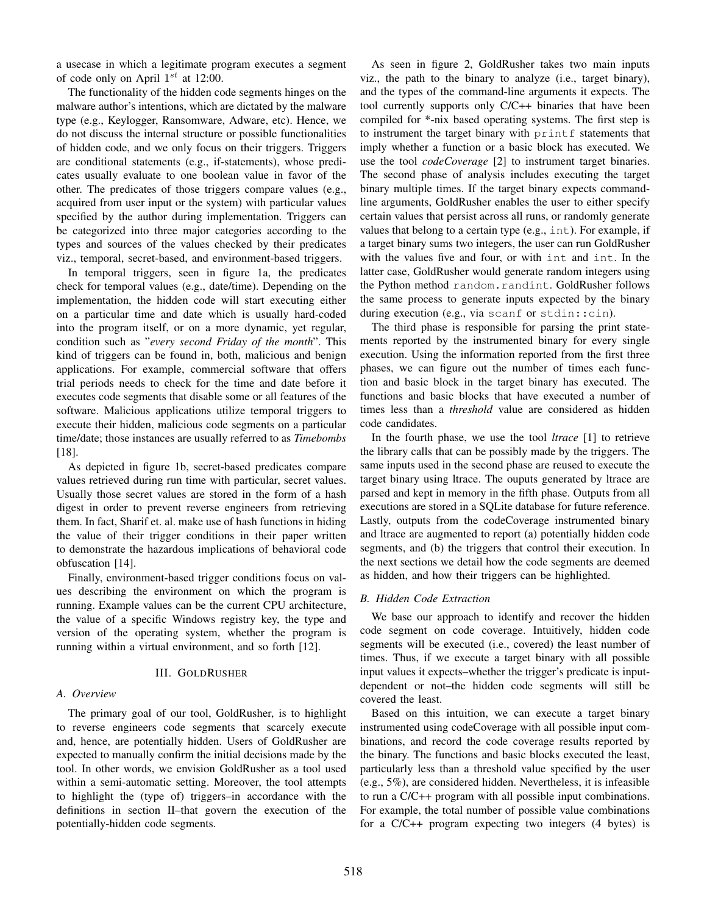a usecase in which a legitimate program executes a segment of code only on April $1^{st}$ at 12:00.

The functionality of the hidden code segments hinges on the malware author's intentions, which are dictated by the malware type (e.g., Keylogger, Ransomware, Adware, etc). Hence, we do not discuss the internal structure or possible functionalities of hidden code, and we only focus on their triggers. Triggers are conditional statements (e.g., if-statements), whose predicates usually evaluate to one boolean value in favor of the other. The predicates of those triggers compare values (e.g., acquired from user input or the system) with particular values specified by the author during implementation. Triggers can be categorized into three major categories according to the types and sources of the values checked by their predicates viz., temporal, secret-based, and environment-based triggers.

In temporal triggers, seen in figure 1a, the predicates check for temporal values (e.g., date/time). Depending on the implementation, the hidden code will start executing either on a particular time and date which is usually hard-coded into the program itself, or on a more dynamic, yet regular, condition such as "*every second Friday of the month*". This kind of triggers can be found in, both, malicious and benign applications. For example, commercial software that offers trial periods needs to check for the time and date before it executes code segments that disable some or all features of the software. Malicious applications utilize temporal triggers to execute their hidden, malicious code segments on a particular time/date; those instances are usually referred to as *Timebombs* [18].

As depicted in figure 1b, secret-based predicates compare values retrieved during run time with particular, secret values. Usually those secret values are stored in the form of a hash digest in order to prevent reverse engineers from retrieving them. In fact, Sharif et. al. make use of hash functions in hiding the value of their trigger conditions in their paper written to demonstrate the hazardous implications of behavioral code obfuscation [14].

Finally, environment-based trigger conditions focus on values describing the environment on which the program is running. Example values can be the current CPU architecture, the value of a specific Windows registry key, the type and version of the operating system, whether the program is running within a virtual environment, and so forth [12].

## III. GoldRusher

### A. Overview

The primary goal of our tool, GoldRusher, is to highlight to reverse engineers code segments that scarcely execute and, hence, are potentially hidden. Users of GoldRusher are expected to manually confirm the initial decisions made by the tool. In other words, we envision GoldRusher as a tool used within a semi-automatic setting. Moreover, the tool attempts to highlight the (type of) triggers–in accordance with the definitions in section II–that govern the execution of the potentially-hidden code segments.

As seen in figure 2, GoldRusher takes two main inputs viz., the path to the binary to analyze (i.e., target binary), and the types of the command-line arguments it expects. The tool currently supports only C/C++ binaries that have been compiled for *-nix based operating systems. The first step is to instrument the target binary with `printf` statements that imply whether a function or a basic block has executed. We use the tool *codeCoverage* [2] to instrument target binaries. The second phase of analysis includes executing the target binary multiple times. If the target binary expects command-line arguments, GoldRusher enables the user to either specify certain values that persist across all runs, or randomly generate values that belong to a certain type (e.g., `int`). For example, if a target binary sums two integers, the user can run GoldRusher with the values five and four, or with `int` and `int`. In the latter case, GoldRusher would generate random integers using the Python method `random.randint`. GoldRusher follows the same process to generate inputs expected by the binary during execution (e.g., via `scanf` or `stdin::cin`).

The third phase is responsible for parsing the print statements reported by the instrumented binary for every single execution. Using the information reported from the first three phases, we can figure out the number of times each function and basic block in the target binary has executed. The functions and basic blocks that have executed a number of times less than a *threshold* value are considered as hidden code candidates.

In the fourth phase, we use the tool *ltrace* [1] to retrieve the library calls that can be possibly made by the triggers. The same inputs used in the second phase are reused to execute the target binary using ltrace. The ouputs generated by ltrace are parsed and kept in memory in the fifth phase. Outputs from all executions are stored in a SQLite database for future reference. Lastly, outputs from the codeCoverage instrumented binary and ltrace are augmented to report (a) potentially hidden code segments, and (b) the triggers that control their execution. In the next sections we detail how the code segments are deemed as hidden, and how their triggers can be highlighted.

### B. Hidden Code Extraction

We base our approach to identify and recover the hidden code segment on code coverage. Intuitively, hidden code segments will be executed (i.e., covered) the least number of times. Thus, if we execute a target binary with all possible input values it expects–whether the trigger's predicate is input-dependent or not–the hidden code segments will still be covered the least.

Based on this intuition, we can execute a target binary instrumented using codeCoverage with all possible input combinations, and record the code coverage results reported by the binary. The functions and basic blocks executed the least, particularly less than a threshold value specified by the user (e.g., 5%), are considered hidden. Nevertheless, it is infeasible to run a C/C++ program with all possible input combinations. For example, the total number of possible value combinations for a C/C++ program expecting two integers (4 bytes) is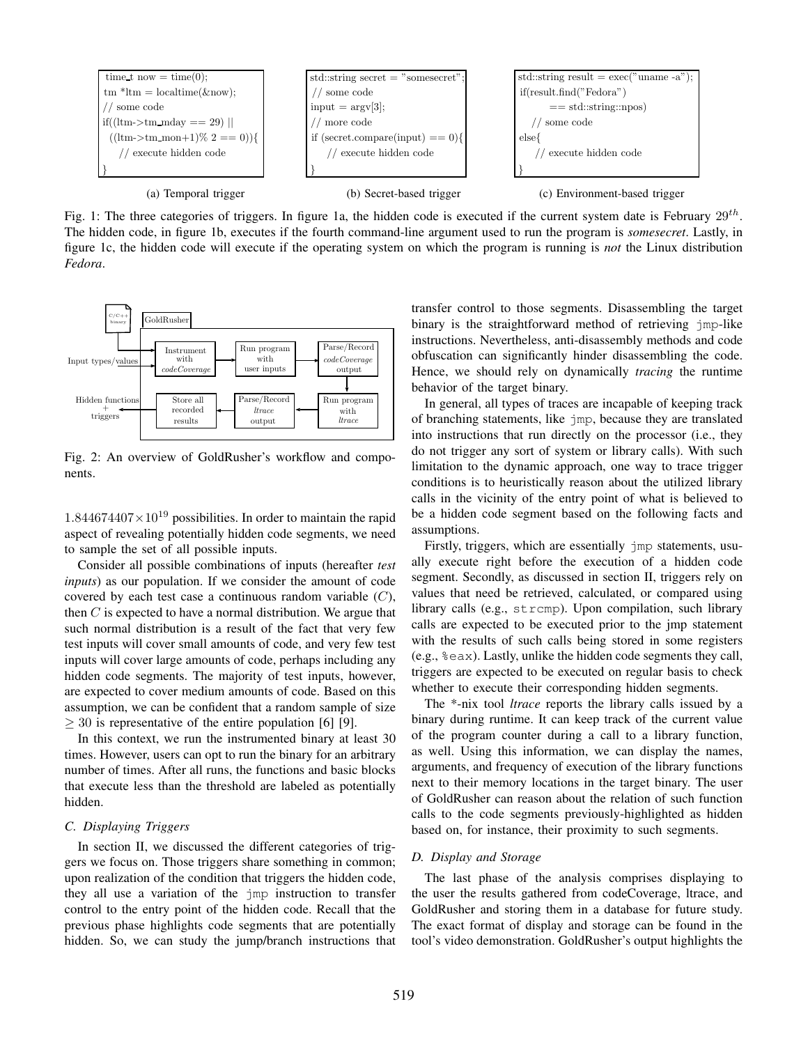```
time_t now = time(0);
tm *ltm = localtime(&now);
// some code
if((ltm->tm_mday == 29) ||
  ((ltm->tm_mon+1)% 2 == 0)){
    // execute hidden code
}
```

(a) Temporal trigger

```
std::string secret = "somesecret";
// some code
input = argv[3];
// more code
if (secret.compare(input) == 0){
    // execute hidden code
}
```

(b) Secret-based trigger

```
std::string result = exec("uname -a");
if(result.find("Fedora")
        == std::string::npos)
    // some code
else{
    // execute hidden code
}
```

(c) Environment-based trigger

Fig. 1: The three categories of triggers. In figure 1a, the hidden code is executed if the current system date is February $29^{th}$. The hidden code, in figure 1b, executes if the fourth command-line argument used to run the program is *somesecret*. Lastly, in figure 1c, the hidden code will execute if the operating system on which the program is running is *not* the Linux distribution *Fedora*.

C/C++ binary

GoldRusher

Input types/values

Instrument with *codeCoverage*

Run program with user inputs

Parse/Record *codeCoverage* output

Hidden functions + triggers

Store all recorded results

Parse/Record *ltrace* output

Run program with *ltrace*

Fig. 2: An overview of GoldRusher's workflow and components.

$1.844674407 \times 10^{19}$ possibilities. In order to maintain the rapid aspect of revealing potentially hidden code segments, we need to sample the set of all possible inputs.

Consider all possible combinations of inputs (hereafter *test inputs*) as our population. If we consider the amount of code covered by each test case a continuous random variable ($C$), then $C$ is expected to have a normal distribution. We argue that such normal distribution is a result of the fact that very few test inputs will cover small amounts of code, and very few test inputs will cover large amounts of code, perhaps including any hidden code segments. The majority of test inputs, however, are expected to cover medium amounts of code. Based on this assumption, we can be confident that a random sample of size $\geq 30$ is representative of the entire population [6] [9].

In this context, we run the instrumented binary at least 30 times. However, users can opt to run the binary for an arbitrary number of times. After all runs, the functions and basic blocks that execute less than the threshold are labeled as potentially hidden.

### C. Displaying Triggers

In section II, we discussed the different categories of triggers we focus on. Those triggers share something in common; upon realization of the condition that triggers the hidden code, they all use a variation of the `jmp` instruction to transfer control to the entry point of the hidden code. Recall that the previous phase highlights code segments that are potentially hidden. So, we can study the jump/branch instructions that transfer control to those segments. Disassembling the target binary is the straightforward method of retrieving `jmp`-like instructions. Nevertheless, anti-disassembly methods and code obfuscation can significantly hinder disassembling the code. Hence, we should rely on dynamically *tracing* the runtime behavior of the target binary.

In general, all types of traces are incapable of keeping track of branching statements, like `jmp`, because they are translated into instructions that run directly on the processor (i.e., they do not trigger any sort of system or library calls). With such limitation to the dynamic approach, one way to trace trigger conditions is to heuristically reason about the utilized library calls in the vicinity of the entry point of what is believed to be a hidden code segment based on the following facts and assumptions.

Firstly, triggers, which are essentially `jmp` statements, usually execute right before the execution of a hidden code segment. Secondly, as discussed in section II, triggers rely on values that need be retrieved, calculated, or compared using library calls (e.g., `strcmp`). Upon compilation, such library calls are expected to be executed prior to the jmp statement with the results of such calls being stored in some registers (e.g., `%eax`). Lastly, unlike the hidden code segments they call, triggers are expected to be executed on regular basis to check whether to execute their corresponding hidden segments.

The *-nix tool *ltrace* reports the library calls issued by a binary during runtime. It can keep track of the current value of the program counter during a call to a library function, as well. Using this information, we can display the names, arguments, and frequency of execution of the library functions next to their memory locations in the target binary. The user of GoldRusher can reason about the relation of such function calls to the code segments previously-highlighted as hidden based on, for instance, their proximity to such segments.

### D. Display and Storage

The last phase of the analysis comprises displaying to the user the results gathered from codeCoverage, ltrace, and GoldRusher and storing them in a database for future study. The exact format of display and storage can be found in the tool's video demonstration. GoldRusher's output highlights the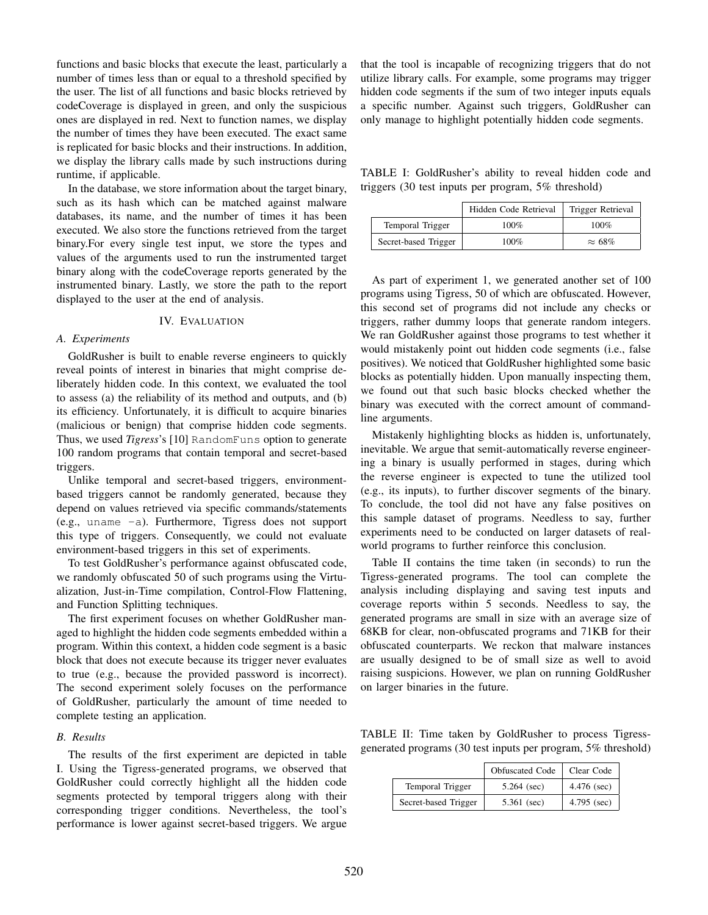functions and basic blocks that execute the least, particularly a number of times less than or equal to a threshold specified by the user. The list of all functions and basic blocks retrieved by codeCoverage is displayed in green, and only the suspicious ones are displayed in red. Next to function names, we display the number of times they have been executed. The exact same is replicated for basic blocks and their instructions. In addition, we display the library calls made by such instructions during runtime, if applicable.

In the database, we store information about the target binary, such as its hash which can be matched against malware databases, its name, and the number of times it has been executed. We also store the functions retrieved from the target binary.For every single test input, we store the types and values of the arguments used to run the instrumented target binary along with the codeCoverage reports generated by the instrumented binary. Lastly, we store the path to the report displayed to the user at the end of analysis.

## IV. Evaluation

### A. Experiments

GoldRusher is built to enable reverse engineers to quickly reveal points of interest in binaries that might comprise deliberately hidden code. In this context, we evaluated the tool to assess (a) the reliability of its method and outputs, and (b) its efficiency. Unfortunately, it is difficult to acquire binaries (malicious or benign) that comprise hidden code segments. Thus, we used *Tigress*'s [10] `RandomFuns` option to generate 100 random programs that contain temporal and secret-based triggers.

Unlike temporal and secret-based triggers, environment-based triggers cannot be randomly generated, because they depend on values retrieved via specific commands/statements (e.g., `uname -a`). Furthermore, Tigress does not support this type of triggers. Consequently, we could not evaluate environment-based triggers in this set of experiments.

To test GoldRusher's performance against obfuscated code, we randomly obfuscated 50 of such programs using the Virtualization, Just-in-Time compilation, Control-Flow Flattening, and Function Splitting techniques.

The first experiment focuses on whether GoldRusher managed to highlight the hidden code segments embedded within a program. Within this context, a hidden code segment is a basic block that does not execute because its trigger never evaluates to true (e.g., because the provided password is incorrect). The second experiment solely focuses on the performance of GoldRusher, particularly the amount of time needed to complete testing an application.

### B. Results

The results of the first experiment are depicted in table I. Using the Tigress-generated programs, we observed that GoldRusher could correctly highlight all the hidden code segments protected by temporal triggers along with their corresponding trigger conditions. Nevertheless, the tool's performance is lower against secret-based triggers. We argue that the tool is incapable of recognizing triggers that do not utilize library calls. For example, some programs may trigger hidden code segments if the sum of two integer inputs equals a specific number. Against such triggers, GoldRusher can only manage to highlight potentially hidden code segments.

TABLE I: GoldRusher's ability to reveal hidden code and triggers (30 test inputs per program, 5% threshold)

| | Hidden Code Retrieval | Trigger Retrieval |
|---|---|---|
| Temporal Trigger | 100% | 100% |
| Secret-based Trigger | 100% | $\approx$ 68% |

As part of experiment 1, we generated another set of 100 programs using Tigress, 50 of which are obfuscated. However, this second set of programs did not include any checks or triggers, rather dummy loops that generate random integers. We ran GoldRusher against those programs to test whether it would mistakenly point out hidden code segments (i.e., false positives). We noticed that GoldRusher highlighted some basic blocks as potentially hidden. Upon manually inspecting them, we found out that such basic blocks checked whether the binary was executed with the correct amount of command-line arguments.

Mistakenly highlighting blocks as hidden is, unfortunately, inevitable. We argue that semi-automatically reverse engineering a binary is usually performed in stages, during which the reverse engineer is expected to tune the utilized tool (e.g., its inputs), to further discover segments of the binary. To conclude, the tool did not have any false positives on this sample dataset of programs. Needless to say, further experiments need to be conducted on larger datasets of real-world programs to further reinforce this conclusion.

Table II contains the time taken (in seconds) to run the Tigress-generated programs. The tool can complete the analysis including displaying and saving test inputs and coverage reports within 5 seconds. Needless to say, the generated programs are small in size with an average size of 68KB for clear, non-obfuscated programs and 71KB for their obfuscated counterparts. We reckon that malware instances are usually designed to be of small size as well to avoid raising suspicions. However, we plan on running GoldRusher on larger binaries in the future.

TABLE II: Time taken by GoldRusher to process Tigress-generated programs (30 test inputs per program, 5% threshold)

| | Obfuscated Code | Clear Code |
|---|---|---|
| Temporal Trigger | 5.264 (sec) | 4.476 (sec) |
| Secret-based Trigger | 5.361 (sec) | 4.795 (sec) |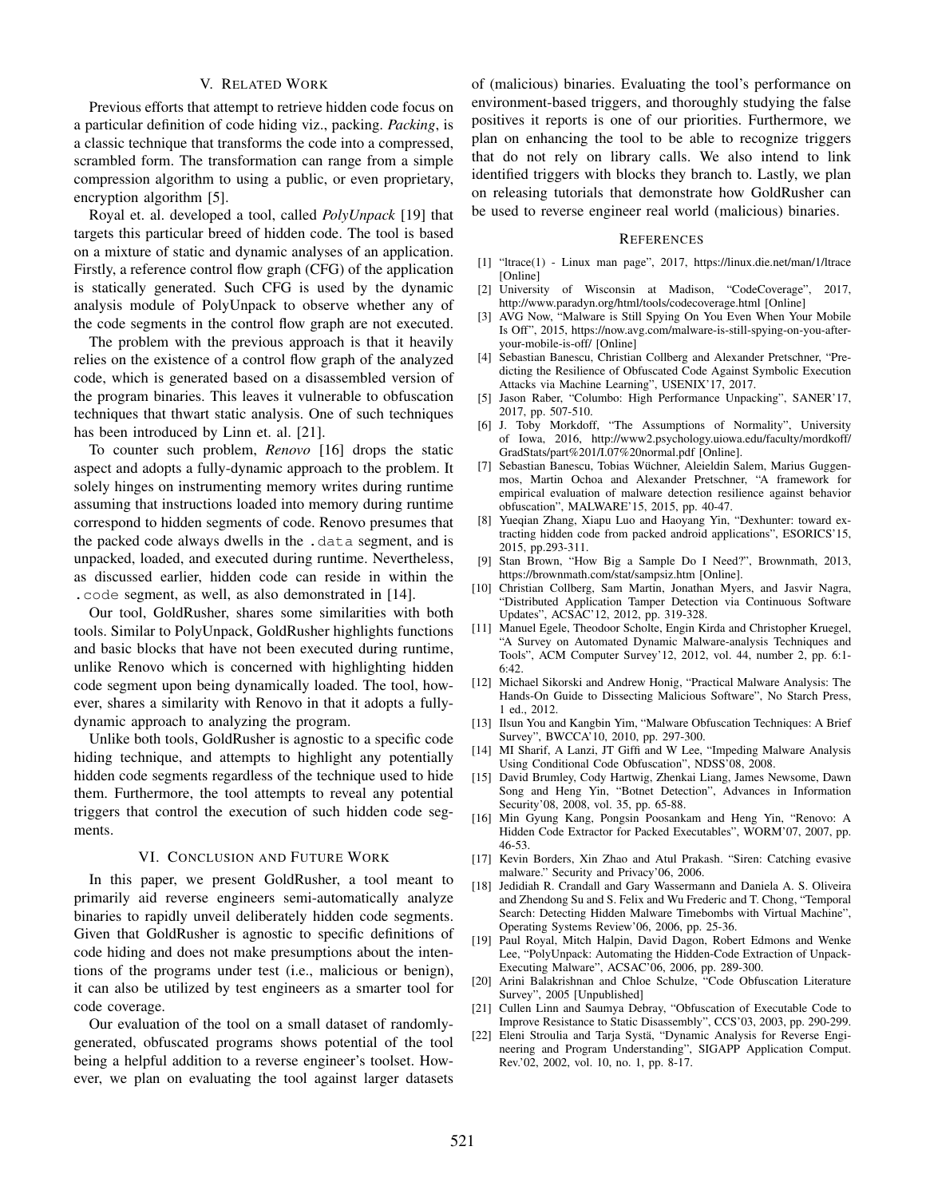## V. Related Work

Previous efforts that attempt to retrieve hidden code focus on a particular definition of code hiding viz., packing. *Packing*, is a classic technique that transforms the code into a compressed, scrambled form. The transformation can range from a simple compression algorithm to using a public, or even proprietary, encryption algorithm [5].

Royal et. al. developed a tool, called *PolyUnpack* [19] that targets this particular breed of hidden code. The tool is based on a mixture of static and dynamic analyses of an application. Firstly, a reference control flow graph (CFG) of the application is statically generated. Such CFG is used by the dynamic analysis module of PolyUnpack to observe whether any of the code segments in the control flow graph are not executed.

The problem with the previous approach is that it heavily relies on the existence of a control flow graph of the analyzed code, which is generated based on a disassembled version of the program binaries. This leaves it vulnerable to obfuscation techniques that thwart static analysis. One of such techniques has been introduced by Linn et. al. [21].

To counter such problem, *Renovo* [16] drops the static aspect and adopts a fully-dynamic approach to the problem. It solely hinges on instrumenting memory writes during runtime assuming that instructions loaded into memory during runtime correspond to hidden segments of code. Renovo presumes that the packed code always dwells in the `.data` segment, and is unpacked, loaded, and executed during runtime. Nevertheless, as discussed earlier, hidden code can reside in within the `.code` segment, as well, as also demonstrated in [14].

Our tool, GoldRusher, shares some similarities with both tools. Similar to PolyUnpack, GoldRusher highlights functions and basic blocks that have not been executed during runtime, unlike Renovo which is concerned with highlighting hidden code segment upon being dynamically loaded. The tool, however, shares a similarity with Renovo in that it adopts a fully-dynamic approach to analyzing the program.

Unlike both tools, GoldRusher is agnostic to a specific code hiding technique, and attempts to highlight any potentially hidden code segments regardless of the technique used to hide them. Furthermore, the tool attempts to reveal any potential triggers that control the execution of such hidden code segments.

## VI. Conclusion and Future Work

In this paper, we present GoldRusher, a tool meant to primarily aid reverse engineers semi-automatically analyze binaries to rapidly unveil deliberately hidden code segments. Given that GoldRusher is agnostic to specific definitions of code hiding and does not make presumptions about the intentions of the programs under test (i.e., malicious or benign), it can also be utilized by test engineers as a smarter tool for code coverage.

Our evaluation of the tool on a small dataset of randomly-generated, obfuscated programs shows potential of the tool being a helpful addition to a reverse engineer's toolset. However, we plan on evaluating the tool against larger datasets of (malicious) binaries. Evaluating the tool's performance on environment-based triggers, and thoroughly studying the false positives it reports is one of our priorities. Furthermore, we plan on enhancing the tool to be able to recognize triggers that do not rely on library calls. We also intend to link identified triggers with blocks they branch to. Lastly, we plan on releasing tutorials that demonstrate how GoldRusher can be used to reverse engineer real world (malicious) binaries.

## References

[1] "ltrace(1) - Linux man page", 2017, https://linux.die.net/man/1/ltrace [Online]

[2] University of Wisconsin at Madison, "CodeCoverage", 2017, http://www.paradyn.org/html/tools/codecoverage.html [Online]

[3] AVG Now, "Malware is Still Spying On You Even When Your Mobile Is Off", 2015, https://now.avg.com/malware-is-still-spying-on-you-after-your-mobile-is-off/ [Online]

[4] Sebastian Banescu, Christian Collberg and Alexander Pretschner, "Predicting the Resilience of Obfuscated Code Against Symbolic Execution Attacks via Machine Learning", USENIX'17, 2017.

[5] Jason Raber, "Columbo: High Performance Unpacking", SANER'17, 2017, pp. 507-510.

[6] J. Toby Morkdoff, "The Assumptions of Normality", University of Iowa, 2016, http://www2.psychology.uiowa.edu/faculty/mordkoff/GradStats/part%201/I.07%20normal.pdf [Online].

[7] Sebastian Banescu, Tobias Wüchner, Aleieldin Salem, Marius Guggenmos, Martin Ochoa and Alexander Pretschner, "A framework for empirical evaluation of malware detection resilience against behavior obfuscation", MALWARE'15, 2015, pp. 40-47.

[8] Yueqian Zhang, Xiapu Luo and Haoyang Yin, "Dexhunter: toward extracting hidden code from packed android applications", ESORICS'15, 2015, pp.293-311.

[9] Stan Brown, "How Big a Sample Do I Need?", Brownmath, 2013, https://brownmath.com/stat/sampsiz.htm [Online].

[10] Christian Collberg, Sam Martin, Jonathan Myers, and Jasvir Nagra, "Distributed Application Tamper Detection via Continuous Software Updates", ACSAC'12, 2012, pp. 319-328.

[11] Manuel Egele, Theodoor Scholte, Engin Kirda and Christopher Kruegel, "A Survey on Automated Dynamic Malware-analysis Techniques and Tools", ACM Computer Survey'12, 2012, vol. 44, number 2, pp. 6:1-6:42.

[12] Michael Sikorski and Andrew Honig, "Practical Malware Analysis: The Hands-On Guide to Dissecting Malicious Software", No Starch Press, 1 ed., 2012.

[13] Ilsun You and Kangbin Yim, "Malware Obfuscation Techniques: A Brief Survey", BWCCA'10, 2010, pp. 297-300.

[14] MI Sharif, A Lanzi, JT Giffi and W Lee, "Impeding Malware Analysis Using Conditional Code Obfuscation", NDSS'08, 2008.

[15] David Brumley, Cody Hartwig, Zhenkai Liang, James Newsome, Dawn Song and Heng Yin, "Botnet Detection", Advances in Information Security'08, 2008, vol. 35, pp. 65-88.

[16] Min Gyung Kang, Pongsin Poosankam and Heng Yin, "Renovo: A Hidden Code Extractor for Packed Executables", WORM'07, 2007, pp. 46-53.

[17] Kevin Borders, Xin Zhao and Atul Prakash. "Siren: Catching evasive malware." Security and Privacy'06, 2006.

[18] Jedidiah R. Crandall and Gary Wassermann and Daniela A. S. Oliveira and Zhendong Su and S. Felix and Wu Frederic and T. Chong, "Temporal Search: Detecting Hidden Malware Timebombs with Virtual Machine", Operating Systems Review'06, 2006, pp. 25-36.

[19] Paul Royal, Mitch Halpin, David Dagon, Robert Edmons and Wenke Lee, "PolyUnpack: Automating the Hidden-Code Extraction of Unpack-Executing Malware", ACSAC'06, 2006, pp. 289-300.

[20] Arini Balakrishnan and Chloe Schulze, "Code Obfuscation Literature Survey", 2005 [Unpublished]

[21] Cullen Linn and Saumya Debray, "Obfuscation of Executable Code to Improve Resistance to Static Disassembly", CCS'03, 2003, pp. 290-299.

[22] Eleni Stroulia and Tarja Systä, "Dynamic Analysis for Reverse Engineering and Program Understanding", SIGAPP Application Comput. Rev.'02, 2002, vol. 10, no. 1, pp. 8-17.